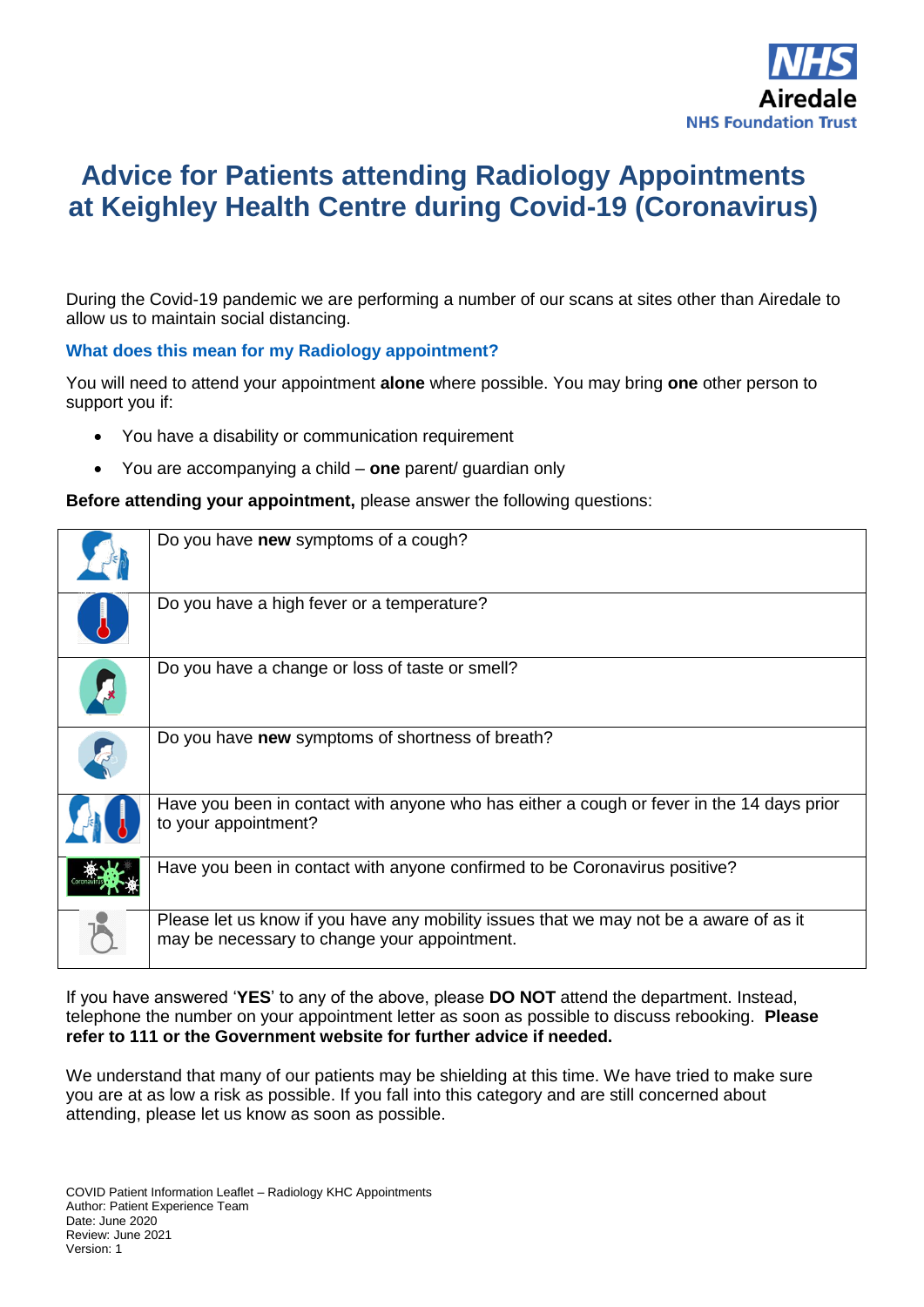NHS
Airedale
NHS Foundation Trust

# Advice for Patients attending Radiology Appointments at Keighley Health Centre during Covid-19 (Coronavirus)

During the Covid-19 pandemic we are performing a number of our scans at sites other than Airedale to allow us to maintain social distancing.

### What does this mean for my Radiology appointment?

You will need to attend your appointment **alone** where possible. You may bring **one** other person to support you if:

- You have a disability or communication requirement
- You are accompanying a child – **one** parent/ guardian only

**Before attending your appointment,** please answer the following questions:

| | |
|---|---|
| | Do you have **new** symptoms of a cough? |
| | Do you have a high fever or a temperature? |
| | Do you have a change or loss of taste or smell? |
| | Do you have **new** symptoms of shortness of breath? |
| | Have you been in contact with anyone who has either a cough or fever in the 14 days prior to your appointment? |
| | Have you been in contact with anyone confirmed to be Coronavirus positive? |
| | Please let us know if you have any mobility issues that we may not be a aware of as it may be necessary to change your appointment. |

If you have answered '**YES**' to any of the above, please **DO NOT** attend the department. Instead, telephone the number on your appointment letter as soon as possible to discuss rebooking. **Please refer to 111 or the Government website for further advice if needed.**

We understand that many of our patients may be shielding at this time. We have tried to make sure you are at as low a risk as possible. If you fall into this category and are still concerned about attending, please let us know as soon as possible.

COVID Patient Information Leaflet – Radiology KHC Appointments
Author: Patient Experience Team
Date: June 2020
Review: June 2021
Version: 1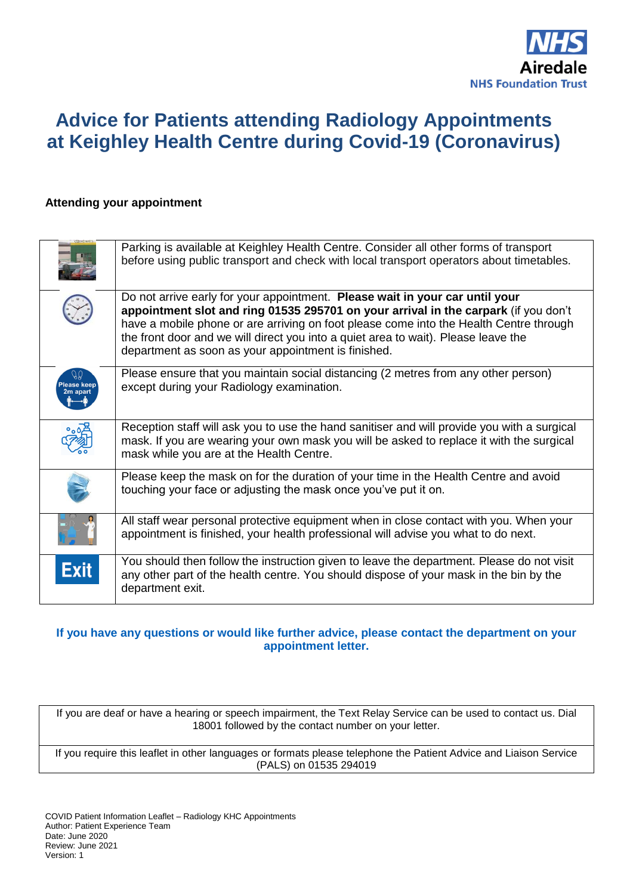NHS
Airedale
NHS Foundation Trust

# Advice for Patients attending Radiology Appointments at Keighley Health Centre during Covid-19 (Coronavirus)

**Attending your appointment**

| | |
|---|---|
| | Parking is available at Keighley Health Centre. Consider all other forms of transport before using public transport and check with local transport operators about timetables. |
| | Do not arrive early for your appointment. **Please wait in your car until your appointment slot and ring 01535 295701 on your arrival in the carpark** (if you don't have a mobile phone or are arriving on foot please come into the Health Centre through the front door and we will direct you into a quiet area to wait). Please leave the department as soon as your appointment is finished. |
| Please keep 2m apart | Please ensure that you maintain social distancing (2 metres from any other person) except during your Radiology examination. |
| | Reception staff will ask you to use the hand sanitiser and will provide you with a surgical mask. If you are wearing your own mask you will be asked to replace it with the surgical mask while you are at the Health Centre. |
| | Please keep the mask on for the duration of your time in the Health Centre and avoid touching your face or adjusting the mask once you've put it on. |
| | All staff wear personal protective equipment when in close contact with you. When your appointment is finished, your health professional will advise you what to do next. |
| Exit | You should then follow the instruction given to leave the department. Please do not visit any other part of the health centre. You should dispose of your mask in the bin by the department exit. |

**If you have any questions or would like further advice, please contact the department on your appointment letter.**

| |
|---|
| If you are deaf or have a hearing or speech impairment, the Text Relay Service can be used to contact us. Dial 18001 followed by the contact number on your letter. |
| If you require this leaflet in other languages or formats please telephone the Patient Advice and Liaison Service (PALS) on 01535 294019 |

COVID Patient Information Leaflet – Radiology KHC Appointments
Author: Patient Experience Team
Date: June 2020
Review: June 2021
Version: 1